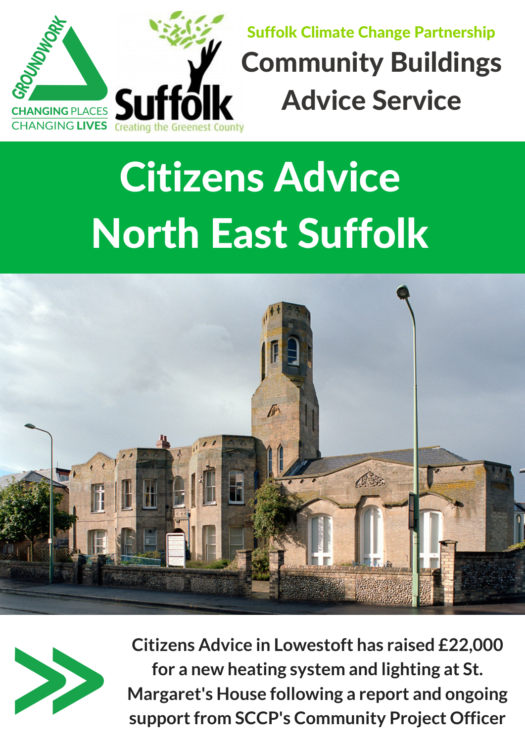GROUNDWORK
CHANGING PLACES
CHANGING **LIVES**

Suffolk
Creating the Greenest County

Suffolk Climate Change Partnership

# Community Buildings Advice Service

# Citizens Advice North East Suffolk

**Citizens Advice in Lowestoft has raised £22,000 for a new heating system and lighting at St. Margaret's House following a report and ongoing support from SCCP's Community Project Officer**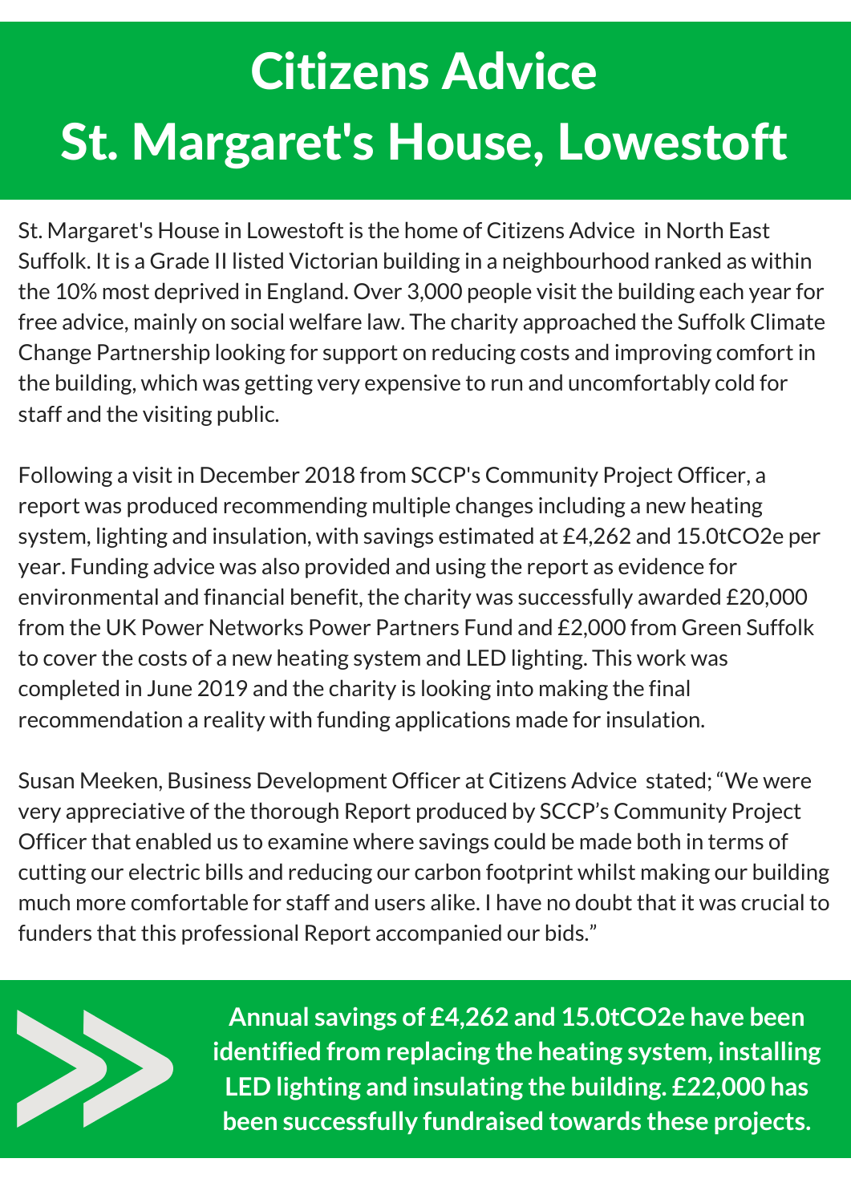# Citizens Advice St. Margaret's House, Lowestoft

St. Margaret's House in Lowestoft is the home of Citizens Advice in North East Suffolk. It is a Grade II listed Victorian building in a neighbourhood ranked as within the 10% most deprived in England. Over 3,000 people visit the building each year for free advice, mainly on social welfare law. The charity approached the Suffolk Climate Change Partnership looking for support on reducing costs and improving comfort in the building, which was getting very expensive to run and uncomfortably cold for staff and the visiting public.

Following a visit in December 2018 from SCCP's Community Project Officer, a report was produced recommending multiple changes including a new heating system, lighting and insulation, with savings estimated at £4,262 and 15.0t$CO_2$e per year. Funding advice was also provided and using the report as evidence for environmental and financial benefit, the charity was successfully awarded £20,000 from the UK Power Networks Power Partners Fund and £2,000 from Green Suffolk to cover the costs of a new heating system and LED lighting. This work was completed in June 2019 and the charity is looking into making the final recommendation a reality with funding applications made for insulation.

Susan Meeken, Business Development Officer at Citizens Advice stated; "We were very appreciative of the thorough Report produced by SCCP's Community Project Officer that enabled us to examine where savings could be made both in terms of cutting our electric bills and reducing our carbon footprint whilst making our building much more comfortable for staff and users alike. I have no doubt that it was crucial to funders that this professional Report accompanied our bids."

**Annual savings of £4,262 and 15.0t$CO_2$e have been identified from replacing the heating system, installing LED lighting and insulating the building. £22,000 has been successfully fundraised towards these projects.**